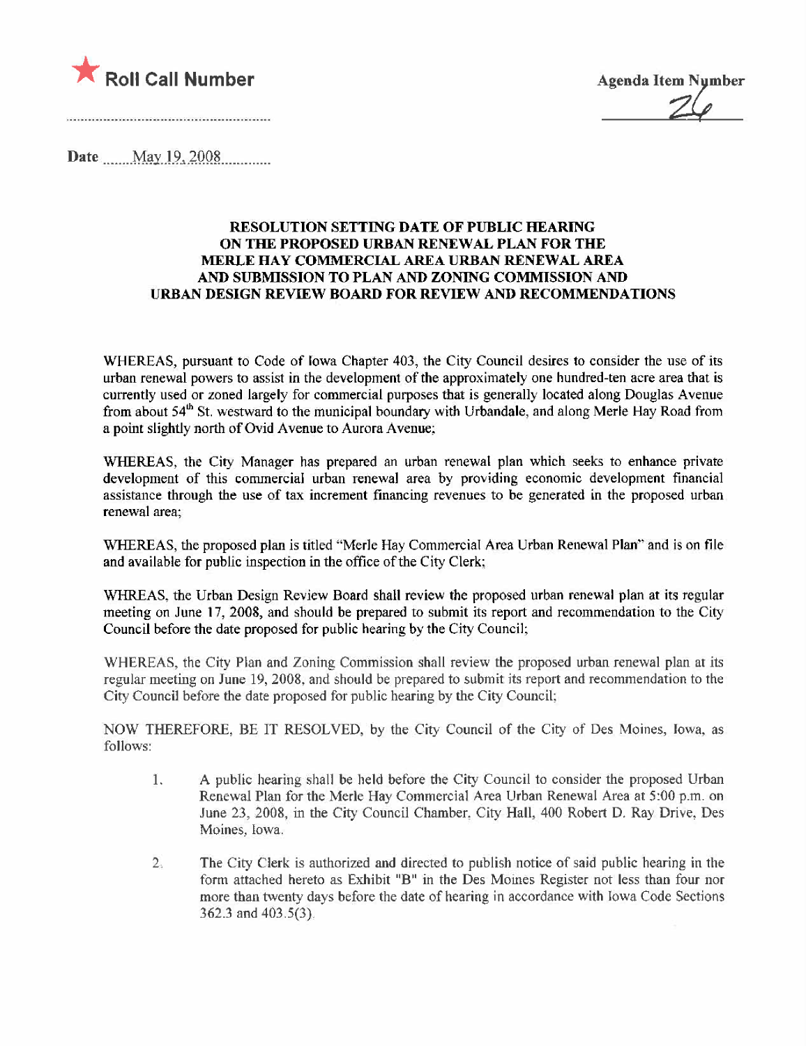★ **Roll Call Number**

**Agenda Item Number**

26

**Date** May 19, 2008

**RESOLUTION SETTING DATE OF PUBLIC HEARING ON THE PROPOSED URBAN RENEWAL PLAN FOR THE MERLE HAY COMMERCIAL AREA URBAN RENEWAL AREA AND SUBMISSION TO PLAN AND ZONING COMMISSION AND URBAN DESIGN REVIEW BOARD FOR REVIEW AND RECOMMENDATIONS**

WHEREAS, pursuant to Code of Iowa Chapter 403, the City Council desires to consider the use of its urban renewal powers to assist in the development of the approximately one hundred-ten acre area that is currently used or zoned largely for commercial purposes that is generally located along Douglas Avenue from about 54th St. westward to the municipal boundary with Urbandale, and along Merle Hay Road from a point slightly north of Ovid Avenue to Aurora Avenue;

WHEREAS, the City Manager has prepared an urban renewal plan which seeks to enhance private development of this commercial urban renewal area by providing economic development financial assistance through the use of tax increment financing revenues to be generated in the proposed urban renewal area;

WHEREAS, the proposed plan is titled "Merle Hay Commercial Area Urban Renewal Plan" and is on file and available for public inspection in the office of the City Clerk;

WHREAS, the Urban Design Review Board shall review the proposed urban renewal plan at its regular meeting on June 17, 2008, and should be prepared to submit its report and recommendation to the City Council before the date proposed for public hearing by the City Council;

WHEREAS, the City Plan and Zoning Commission shall review the proposed urban renewal plan at its regular meeting on June 19, 2008, and should be prepared to submit its report and recommendation to the City Council before the date proposed for public hearing by the City Council;

NOW THEREFORE, BE IT RESOLVED, by the City Council of the City of Des Moines, Iowa, as follows:

1. A public hearing shall be held before the City Council to consider the proposed Urban Renewal Plan for the Merle Hay Commercial Area Urban Renewal Area at 5:00 p.m. on June 23, 2008, in the City Council Chamber, City Hall, 400 Robert D. Ray Drive, Des Moines, Iowa.

2. The City Clerk is authorized and directed to publish notice of said public hearing in the form attached hereto as Exhibit "B" in the Des Moines Register not less than four nor more than twenty days before the date of hearing in accordance with Iowa Code Sections 362.3 and 403.5(3).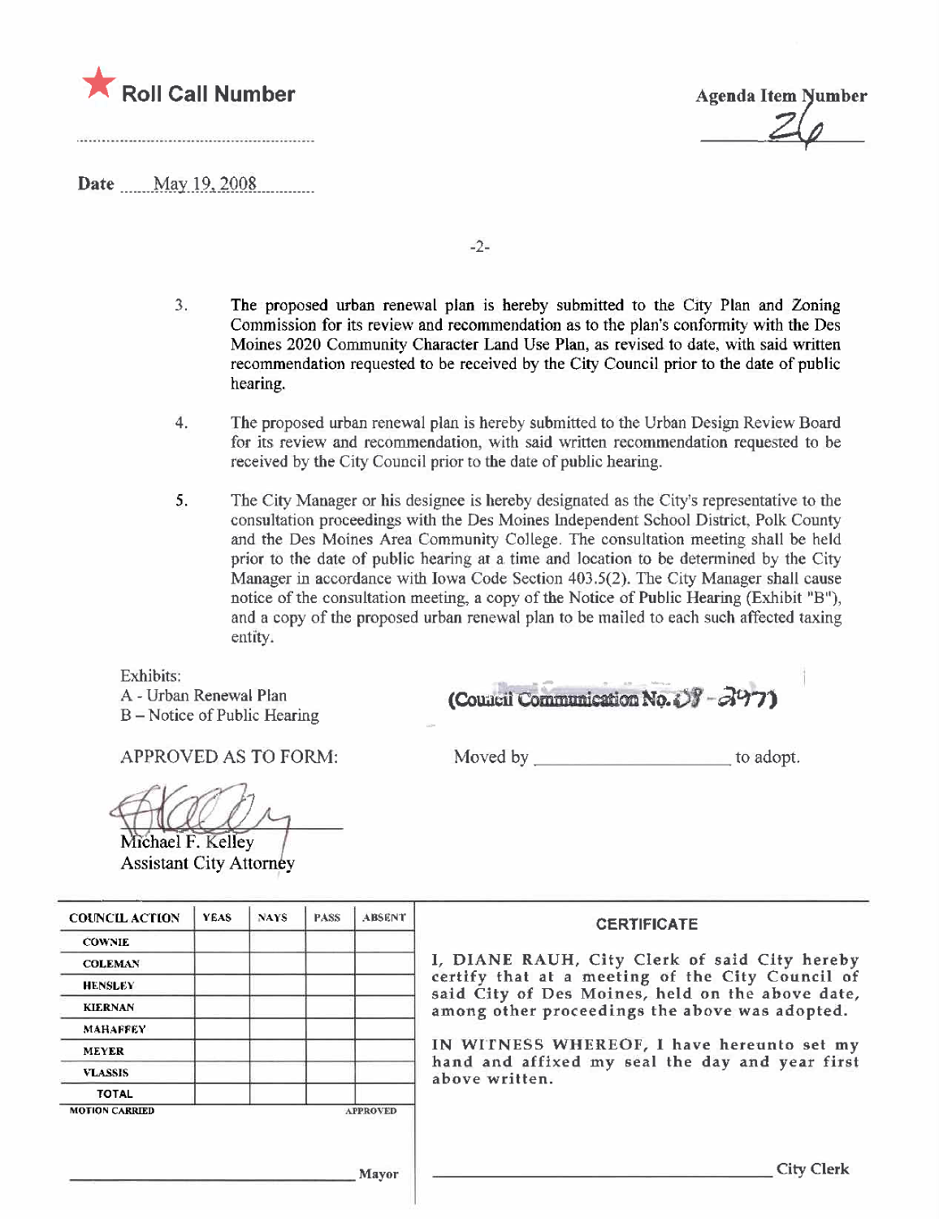★ **Roll Call Number**

..............................................................

**Agenda Item Number**

26

**Date** May 19, 2008

3. The proposed urban renewal plan is hereby submitted to the City Plan and Zoning Commission for its review and recommendation as to the plan's conformity with the Des Moines 2020 Community Character Land Use Plan, as revised to date, with said written recommendation requested to be received by the City Council prior to the date of public hearing.

4. The proposed urban renewal plan is hereby submitted to the Urban Design Review Board for its review and recommendation, with said written recommendation requested to be received by the City Council prior to the date of public hearing.

5. The City Manager or his designee is hereby designated as the City's representative to the consultation proceedings with the Des Moines Independent School District, Polk County and the Des Moines Area Community College. The consultation meeting shall be held prior to the date of public hearing at a time and location to be determined by the City Manager in accordance with Iowa Code Section 403.5(2). The City Manager shall cause notice of the consultation meeting, a copy of the Notice of Public Hearing (Exhibit "B"), and a copy of the proposed urban renewal plan to be mailed to each such affected taxing entity.

Exhibits:
A - Urban Renewal Plan
B – Notice of Public Hearing

**(Council Communication No. 08 - 297)**

APPROVED AS TO FORM:

Moved by ____________________ to adopt.

Michael F. Kelley
Assistant City Attorney

| COUNCIL ACTION | YEAS | NAYS | PASS | ABSENT |
|---|---|---|---|---|
| COWNIE | | | | |
| COLEMAN | | | | |
| HENSLEY | | | | |
| KIERNAN | | | | |
| MAHAFFEY | | | | |
| MEYER | | | | |
| VLASSIS | | | | |
| TOTAL | | | | |
| MOTION CARRIED | | | | APPROVED |

______________________________ Mayor

**CERTIFICATE**

I, DIANE RAUH, City Clerk of said City hereby certify that at a meeting of the City Council of said City of Des Moines, held on the above date, among other proceedings the above was adopted.

IN WITNESS WHEREOF, I have hereunto set my hand and affixed my seal the day and year first above written.

______________________________ City Clerk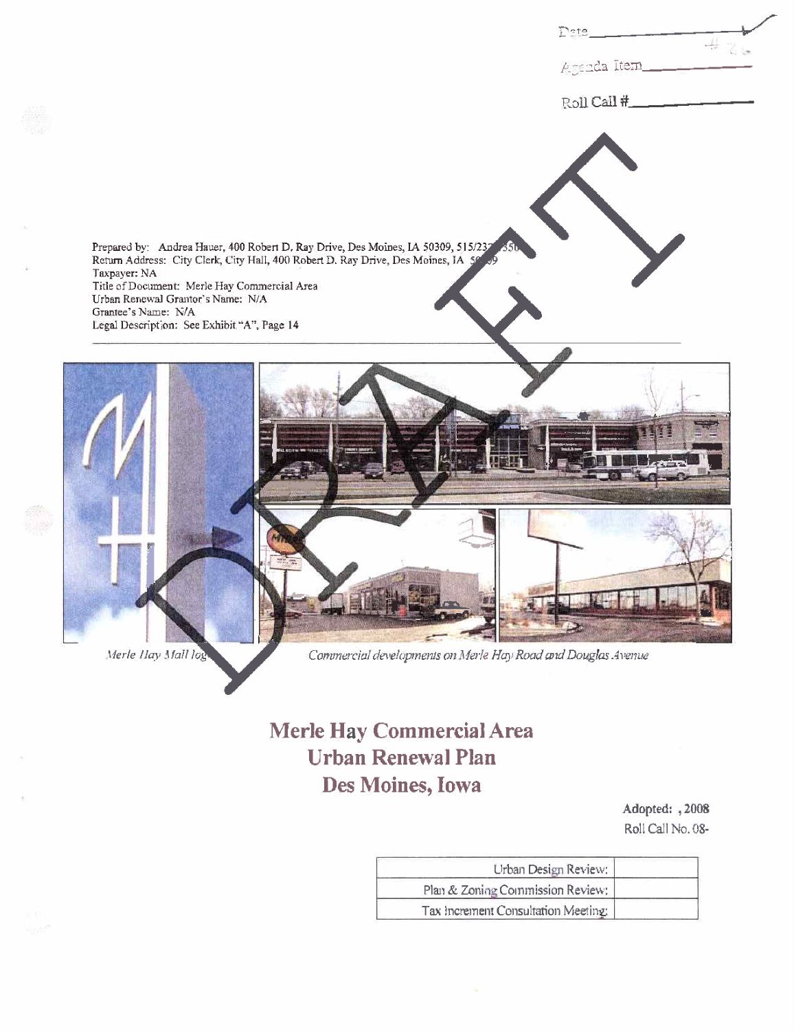Date ______

Agenda Item ______ #26

Roll Call # ______

Prepared by: Andrea Hauer, 400 Robert D. Ray Drive, Des Moines, IA 50309, 515/237-3350
Return Address: City Clerk, City Hall, 400 Robert D. Ray Drive, Des Moines, IA 50309
Taxpayer: NA
Title of Document: Merle Hay Commercial Area
Urban Renewal Grantor's Name: N/A
Grantee's Name: N/A
Legal Description: See Exhibit "A", Page 14

*Merle Hay Mall logo*

*Commercial developments on Merle Hay Road and Douglas Avenue*

DRAFT

# Merle Hay Commercial Area Urban Renewal Plan Des Moines, Iowa

**Adopted: , 2008**

Roll Call No. 08-

| | |
|---|---|
| Urban Design Review: | |
| Plan & Zoning Commission Review: | |
| Tax Increment Consultation Meeting: | |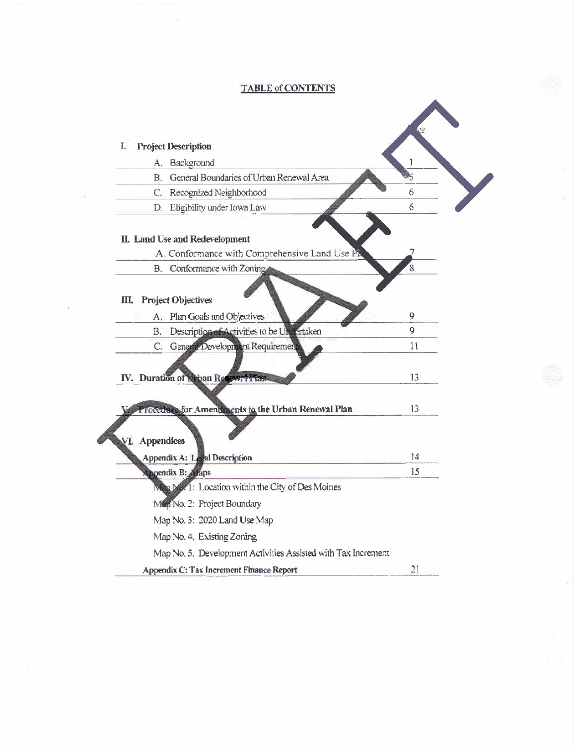## TABLE of CONTENTS

| | Page |
|---|---|
| **I. Project Description** | |
| A. Background | 1 |
| B. General Boundaries of Urban Renewal Area | 5 |
| C. Recognized Neighborhood | 6 |
| D. Eligibility under Iowa Law | 6 |
| **II. Land Use and Redevelopment** | |
| A. Conformance with Comprehensive Land Use Plan | 7 |
| B. Conformance with Zoning | 8 |
| **III. Project Objectives** | |
| A. Plan Goals and Objectives | 9 |
| B. Description of Activities to be Undertaken | 9 |
| C. General Development Requirements | 11 |
| **IV. Duration of Urban Renewal Plan** | 13 |
| **V. Procedure for Amendments to the Urban Renewal Plan** | 13 |
| **VI. Appendices** | |
| **Appendix A: Legal Description** | 14 |
| **Appendix B: Maps** | 15 |
| Map No. 1: Location within the City of Des Moines | |
| Map No. 2: Project Boundary | |
| Map No. 3: 2020 Land Use Map | |
| Map No. 4. Existing Zoning | |
| Map No. 5. Development Activities Assisted with Tax Increment | |
| **Appendix C: Tax Increment Finance Report** | 21 |

DRAFT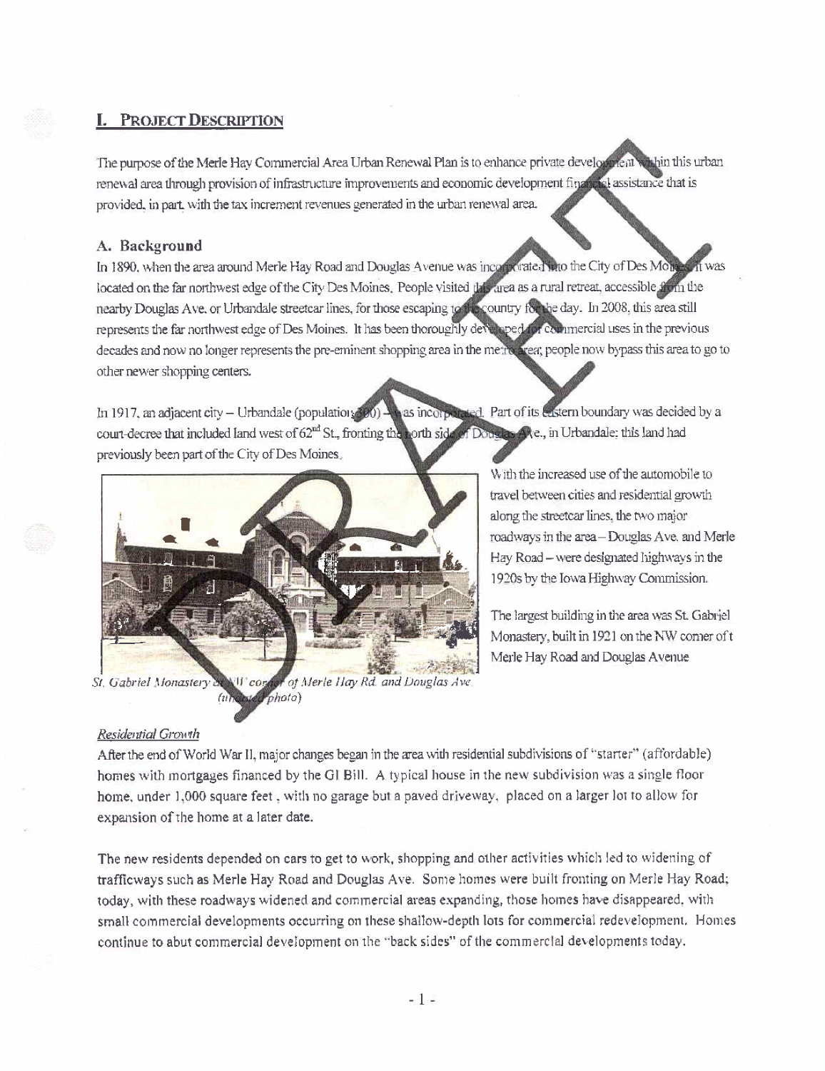## I. Project Description

The purpose of the Merle Hay Commercial Area Urban Renewal Plan is to enhance private development within this urban renewal area through provision of infrastructure improvements and economic development financial assistance that is provided, in part, with the tax increment revenues generated in the urban renewal area.

### A. Background

In 1890, when the area around Merle Hay Road and Douglas Avenue was incorporated into the City of Des Moines, it was located on the far northwest edge of the City Des Moines. People visited this area as a rural retreat, accessible from the nearby Douglas Ave. or Urbandale streetcar lines, for those escaping to the country for the day. In 2008, this area still represents the far northwest edge of Des Moines. It has been thoroughly developed for commercial uses in the previous decades and now no longer represents the pre-eminent shopping area in the metro area; people now bypass this area to go to other newer shopping centers.

In 1917, an adjacent city – Urbandale (population 300) – was incorporated. Part of its eastern boundary was decided by a court-decree that included land west of 62nd St., fronting the north side of Douglas Ave., in Urbandale; this land had previously been part of the City of Des Moines.

With the increased use of the automobile to travel between cities and residential growth along the streetcar lines, the two major roadways in the area – Douglas Ave. and Merle Hay Road – were designated highways in the 1920s by the Iowa Highway Commission.

The largest building in the area was St. Gabriel Monastery, built in 1921 on the NW corner of t Merle Hay Road and Douglas Avenue

*St. Gabriel Monastery at NW corner of Merle Hay Rd. and Douglas Ave. (undated photo)*

#### *Residential Growth*

After the end of World War II, major changes began in the area with residential subdivisions of "starter" (affordable) homes with mortgages financed by the GI Bill. A typical house in the new subdivision was a single floor home, under 1,000 square feet , with no garage but a paved driveway, placed on a larger lot to allow for expansion of the home at a later date.

The new residents depended on cars to get to work, shopping and other activities which led to widening of trafficways such as Merle Hay Road and Douglas Ave. Some homes were built fronting on Merle Hay Road; today, with these roadways widened and commercial areas expanding, those homes have disappeared, with small commercial developments occurring on these shallow-depth lots for commercial redevelopment. Homes continue to abut commercial development on the "back sides" of the commercial developments today.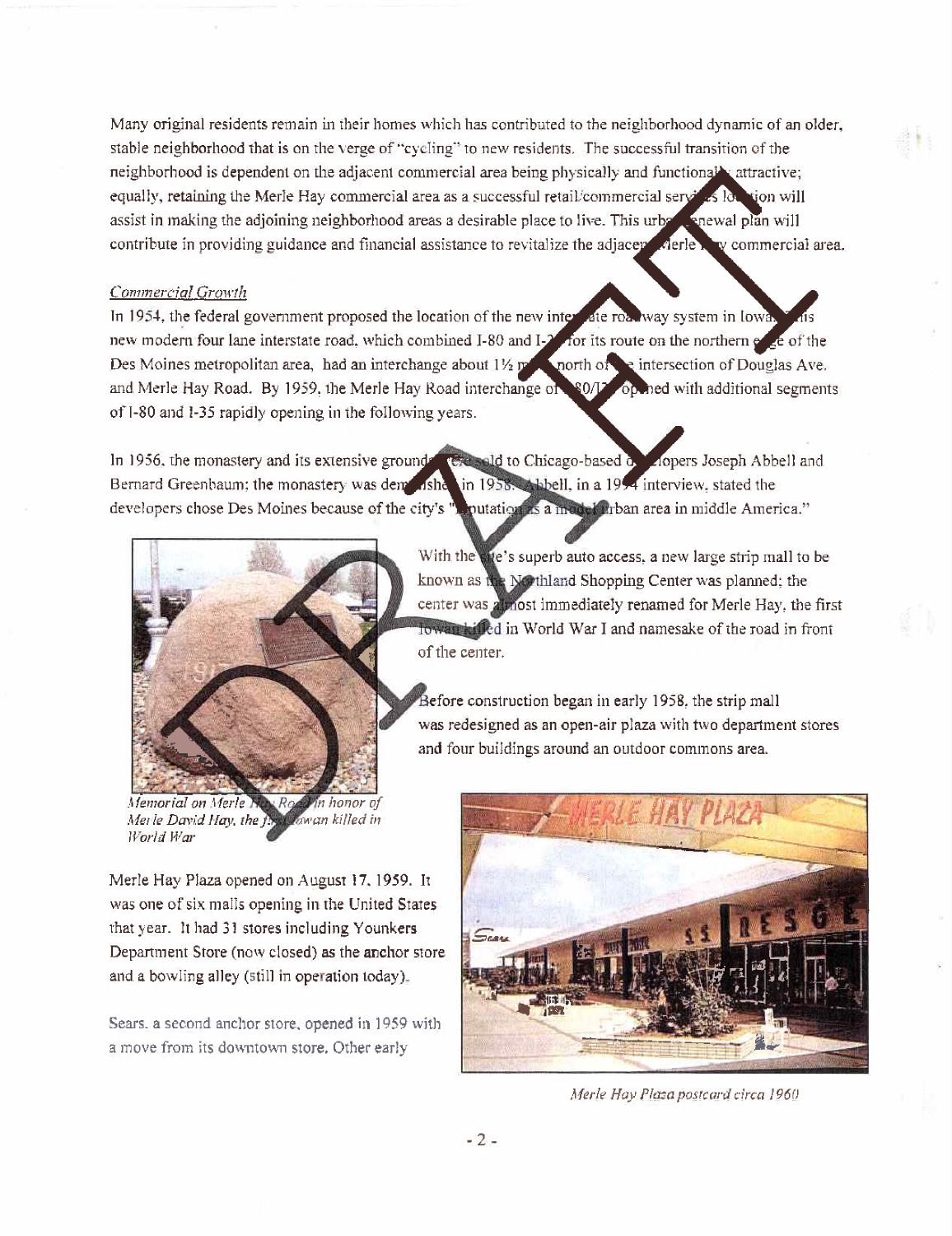Many original residents remain in their homes which has contributed to the neighborhood dynamic of an older, stable neighborhood that is on the verge of "cycling" to new residents. The successful transition of the neighborhood is dependent on the adjacent commercial area being physically and functionally attractive; equally, retaining the Merle Hay commercial area as a successful retail/commercial services location will assist in making the adjoining neighborhood areas a desirable place to live. This urban renewal plan will contribute in providing guidance and financial assistance to revitalize the adjacent Merle Hay commercial area.

*Commercial Growth*

In 1954, the federal government proposed the location of the new interstate roadway system in Iowa. This new modern four lane interstate road, which combined I-80 and I-35 for its route on the northern edge of the Des Moines metropolitan area, had an interchange about 1½ miles north of the intersection of Douglas Ave. and Merle Hay Road. By 1959, the Merle Hay Road interchange of I-80/I-35 opened with additional segments of I-80 and I-35 rapidly opening in the following years.

In 1956, the monastery and its extensive grounds were sold to Chicago-based developers Joseph Abbell and Bernard Greenbaum; the monastery was demolished in 1958. Abbell, in a 1994 interview, stated the developers chose Des Moines because of the city's "reputation as a model urban area in middle America."

With the site's superb auto access, a new large strip mall to be known as the Northland Shopping Center was planned; the center was almost immediately renamed for Merle Hay, the first Iowan killed in World War I and namesake of the road in front of the center.

Before construction began in early 1958, the strip mall was redesigned as an open-air plaza with two department stores and four buildings around an outdoor commons area.

*Memorial on Merle Hay Road in honor of Merle David Hay, the first Iowan killed in World War*

Merle Hay Plaza opened on August 17, 1959. It was one of six malls opening in the United States that year. It had 31 stores including Younkers Department Store (now closed) as the anchor store and a bowling alley (still in operation today).

Sears, a second anchor store, opened in 1959 with a move from its downtown store. Other early

*Merle Hay Plaza postcard circa 1960*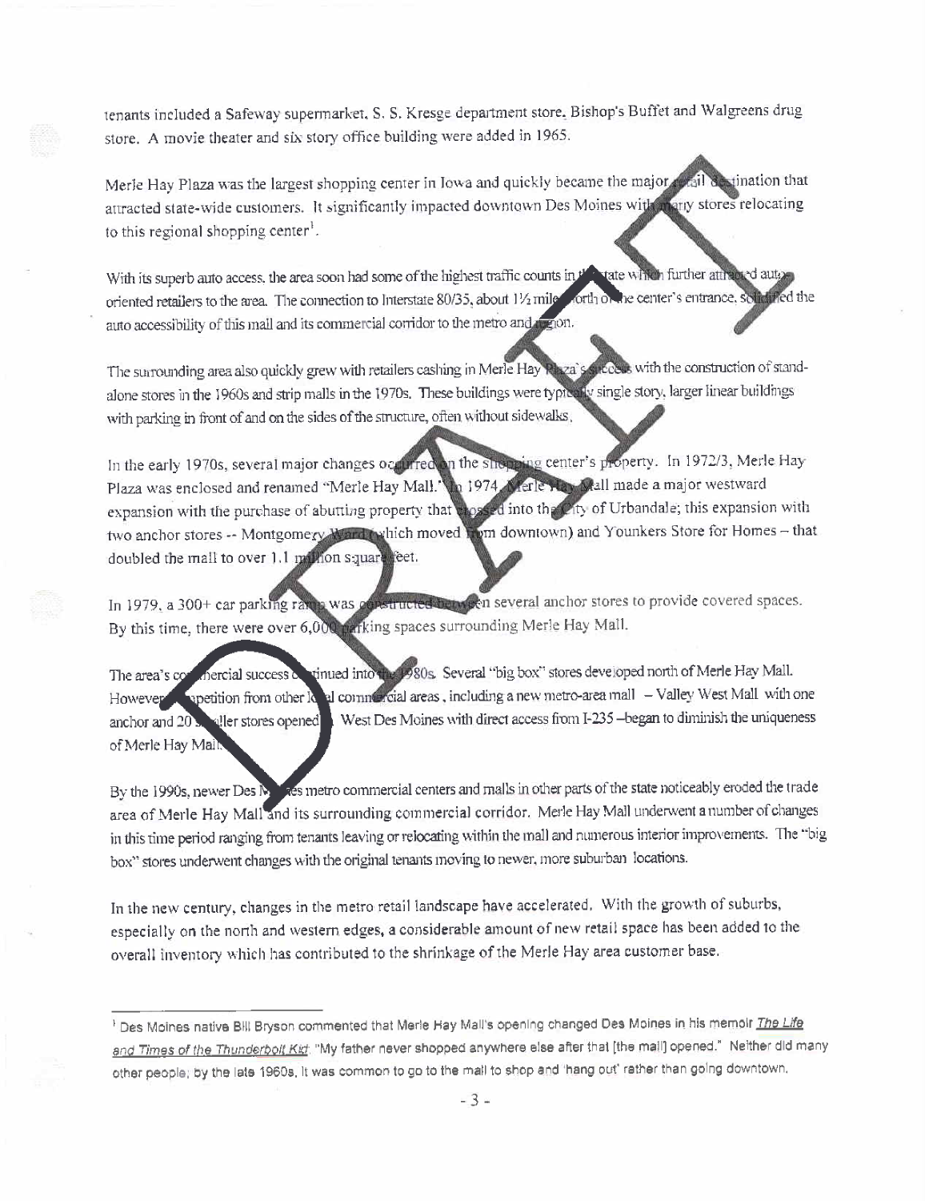tenants included a Safeway supermarket, S. S. Kresge department store, Bishop's Buffet and Walgreens drug store. A movie theater and six story office building were added in 1965.

Merle Hay Plaza was the largest shopping center in Iowa and quickly became the major retail destination that attracted state-wide customers. It significantly impacted downtown Des Moines with many stores relocating to this regional shopping center[1].

With its superb auto access, the area soon had some of the highest traffic counts in the state which further attracted auto-oriented retailers to the area. The connection to Interstate 80/35, about 1½ miles north of the center's entrance, solidified the auto accessibility of this mall and its commercial corridor to the metro and region.

The surrounding area also quickly grew with retailers cashing in Merle Hay Plaza's success with the construction of stand-alone stores in the 1960s and strip malls in the 1970s. These buildings were typically single story, larger linear buildings with parking in front of and on the sides of the structure, often without sidewalks.

In the early 1970s, several major changes occurred on the shopping center's property. In 1972/3, Merle Hay Plaza was enclosed and renamed "Merle Hay Mall." In 1974, Merle Hay Mall made a major westward expansion with the purchase of abutting property that crossed into the City of Urbandale; this expansion with two anchor stores -- Montgomery Ward (which moved from downtown) and Younkers Store for Homes – that doubled the mall to over 1.1 million square feet.

In 1979, a 300+ car parking ramp was constructed between several anchor stores to provide covered spaces. By this time, there were over 6,000 parking spaces surrounding Merle Hay Mall.

The area's commercial success continued into the 1980s. Several "big box" stores developed north of Merle Hay Mall. However, competition from other local commercial areas, including a new metro-area mall – Valley West Mall with one anchor and 20 smaller stores opened in West Des Moines with direct access from I-235 –began to diminish the uniqueness of Merle Hay Mall.

By the 1990s, newer Des Moines metro commercial centers and malls in other parts of the state noticeably eroded the trade area of Merle Hay Mall and its surrounding commercial corridor. Merle Hay Mall underwent a number of changes in this time period ranging from tenants leaving or relocating within the mall and numerous interior improvements. The "big box" stores underwent changes with the original tenants moving to newer, more suburban locations.

In the new century, changes in the metro retail landscape have accelerated. With the growth of suburbs, especially on the north and western edges, a considerable amount of new retail space has been added to the overall inventory which has contributed to the shrinkage of the Merle Hay area customer base.

---

[1] Des Moines native Bill Bryson commented that Merle Hay Mall's opening changed Des Moines in his memoir *The Life and Times of the Thunderbolt Kid*: "My father never shopped anywhere else after that [the mall] opened." Neither did many other people; by the late 1960s, it was common to go to the mall to shop and 'hang out' rather than going downtown.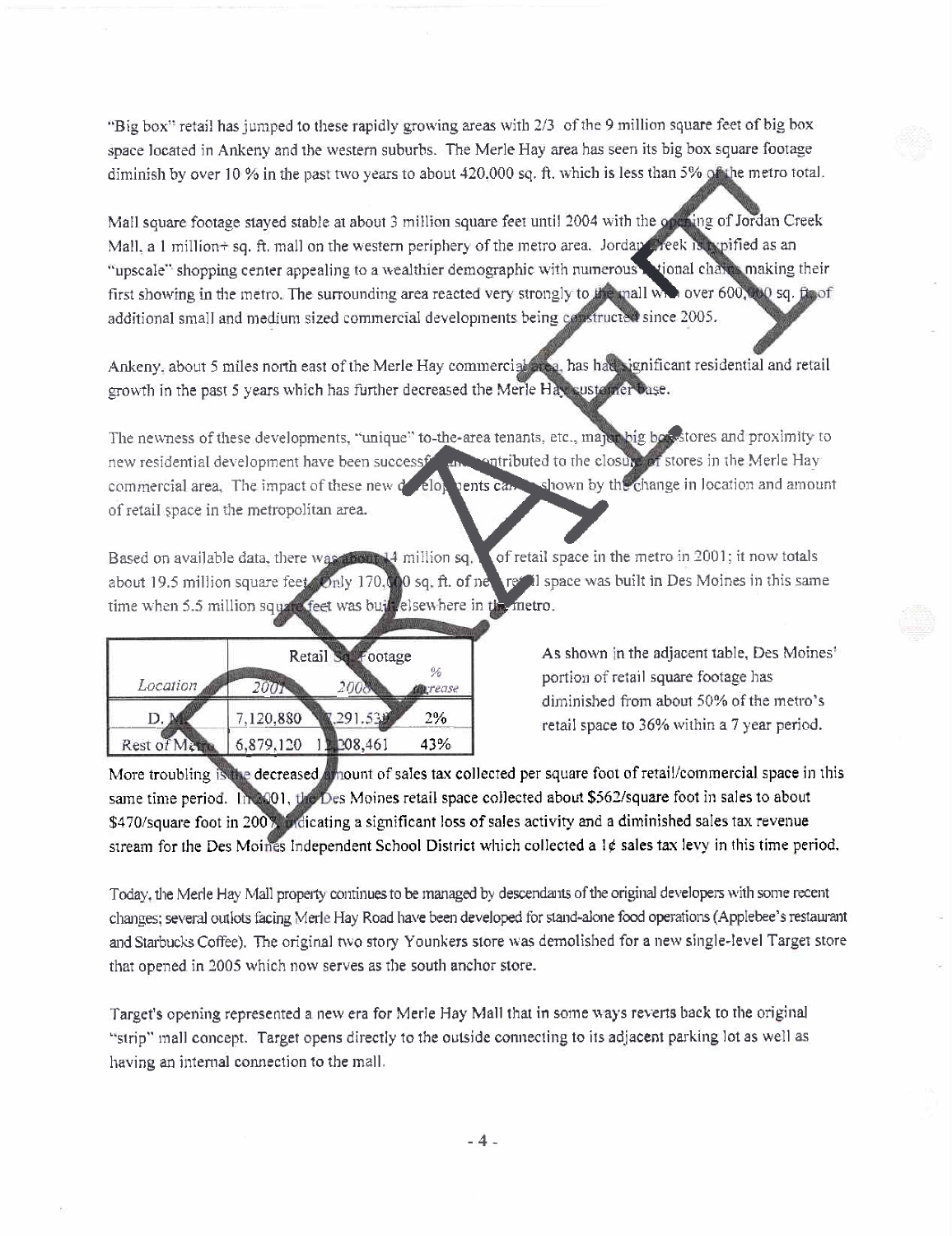"Big box" retail has jumped to these rapidly growing areas with 2/3 of the 9 million square feet of big box space located in Ankeny and the western suburbs. The Merle Hay area has seen its big box square footage diminish by over 10 % in the past two years to about 420,000 sq. ft. which is less than 5% of the metro total.

Mall square footage stayed stable at about 3 million square feet until 2004 with the opening of Jordan Creek Mall, a 1 million+ sq. ft. mall on the western periphery of the metro area. Jordan Creek is typified as an "upscale" shopping center appealing to a wealthier demographic with numerous national chains making their first showing in the metro. The surrounding area reacted very strongly to the mall with over 600,000 sq. ft. of additional small and medium sized commercial developments being constructed since 2005.

Ankeny, about 5 miles north east of the Merle Hay commercial area, has had significant residential and retail growth in the past 5 years which has further decreased the Merle Hay customer base.

The newness of these developments, "unique" to-the-area tenants, etc., major big box stores and proximity to new residential development have been successful and contributed to the closure of stores in the Merle Hay commercial area. The impact of these new developments can be shown by the change in location and amount of retail space in the metropolitan area.

Based on available data, there was about 14 million sq. ft. of retail space in the metro in 2001; it now totals about 19.5 million square feet. Only 170,000 sq. ft. of new retail space was built in Des Moines in this same time when 5.5 million square feet was built elsewhere in the metro.

| | Retail Sq. Footage | | |
|---|---|---|---|
| *Location* | *2001* | *2008* | *% increase* |
| D.M. | 7,120,880 | 7,291,539 | 2% |
| Rest of Metro | 6,879,120 | 12,208,461 | 43% |

As shown in the adjacent table, Des Moines' portion of retail square footage has diminished from about 50% of the metro's retail space to 36% within a 7 year period.

More troubling is the decreased amount of sales tax collected per square foot of retail/commercial space in this same time period. In 2001, the Des Moines retail space collected about \$562/square foot in sales to about \$470/square foot in 2007, indicating a significant loss of sales activity and a diminished sales tax revenue stream for the Des Moines Independent School District which collected a 1¢ sales tax levy in this time period.

Today, the Merle Hay Mall property continues to be managed by descendants of the original developers with some recent changes; several outlots facing Merle Hay Road have been developed for stand-alone food operations (Applebee's restaurant and Starbucks Coffee). The original two story Younkers store was demolished for a new single-level Target store that opened in 2005 which now serves as the south anchor store.

Target's opening represented a new era for Merle Hay Mall that in some ways reverts back to the original "strip" mall concept. Target opens directly to the outside connecting to its adjacent parking lot as well as having an internal connection to the mall.